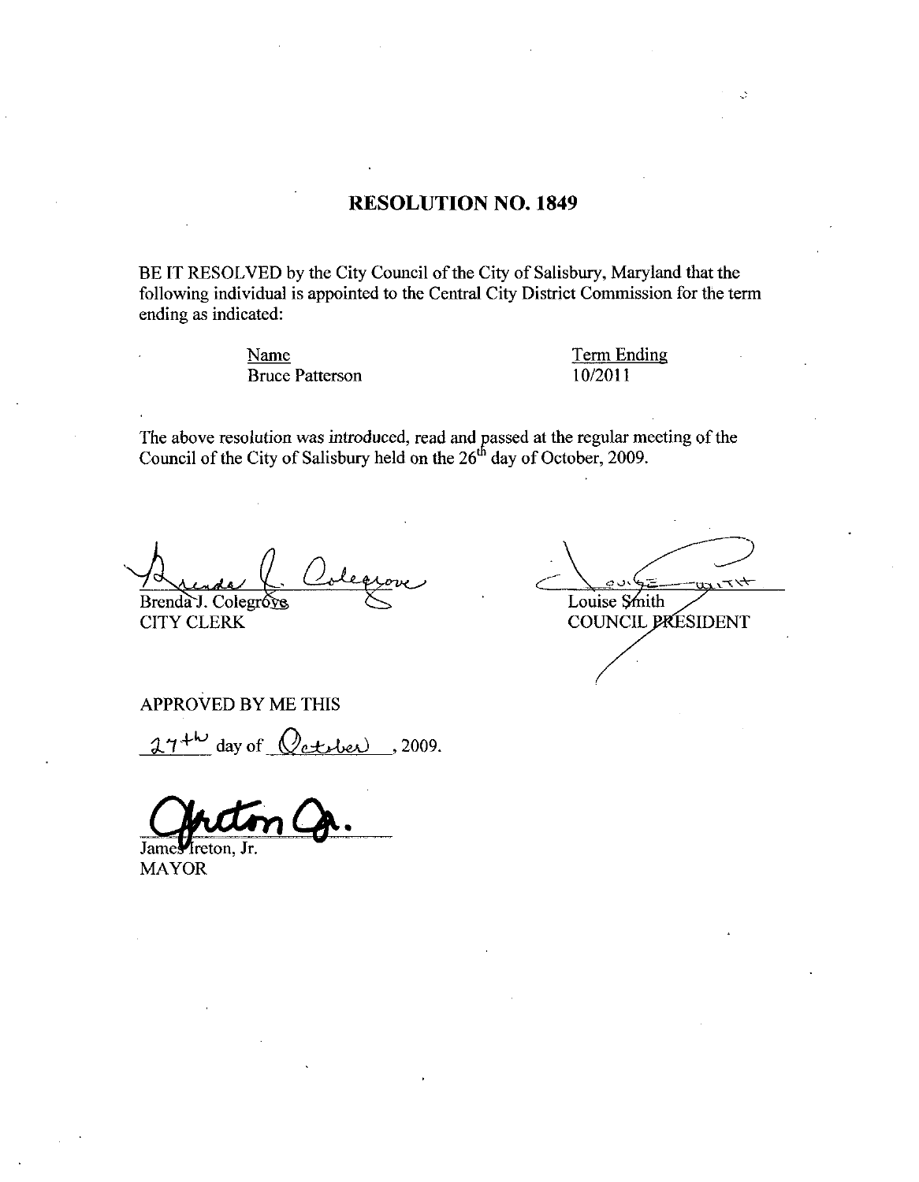# RESOLUTION NO. 1849

BE IT RESOLVED by the City Council of the City of Salisbury, Maryland that the following individual is appointed to the Central City District Commission for the term ending as indicated:

| Name | Term Ending |
| --- | --- |
| Bruce Patterson | 10/2011 |

The above resolution was introduced, read and passed at the regular meeting of the Council of the City of Salisbury held on the 26th day of October, 2009.

Brenda J. Colegrove
CITY CLERK

Louise Smith
COUNCIL PRESIDENT

APPROVED BY ME THIS

27th day of October, 2009.

James Ireton, Jr.
MAYOR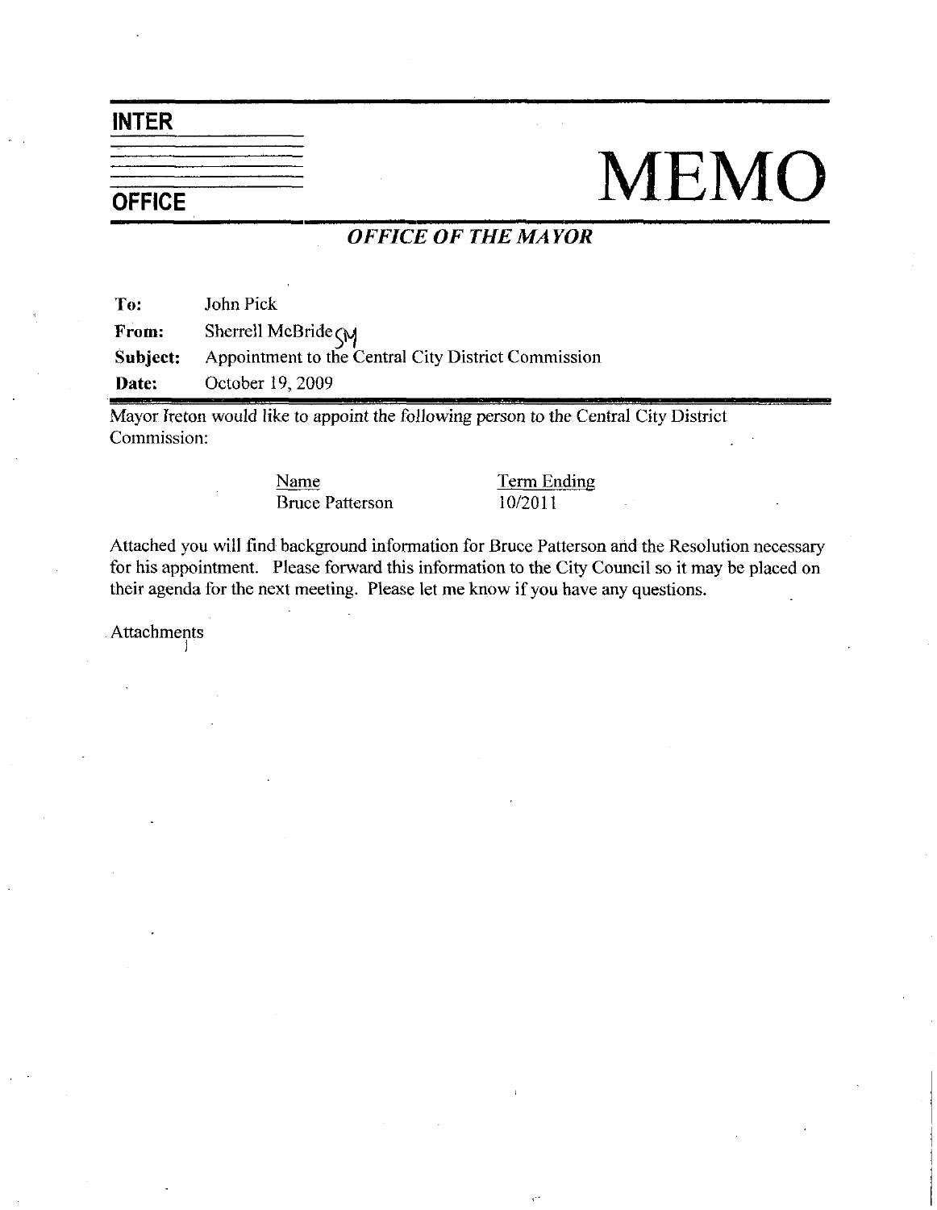**INTER**

**OFFICE**

# MEMO

***OFFICE OF THE MAYOR***

**To:** John Pick
**From:** Sherrell McBride SM
**Subject:** Appointment to the Central City District Commission
**Date:** October 19, 2009

Mayor Ireton would like to appoint the following person to the Central City District Commission:

| Name | Term Ending |
|---|---|
| Bruce Patterson | 10/2011 |

Attached you will find background information for Bruce Patterson and the Resolution necessary for his appointment. Please forward this information to the City Council so it may be placed on their agenda for the next meeting. Please let me know if you have any questions.

Attachments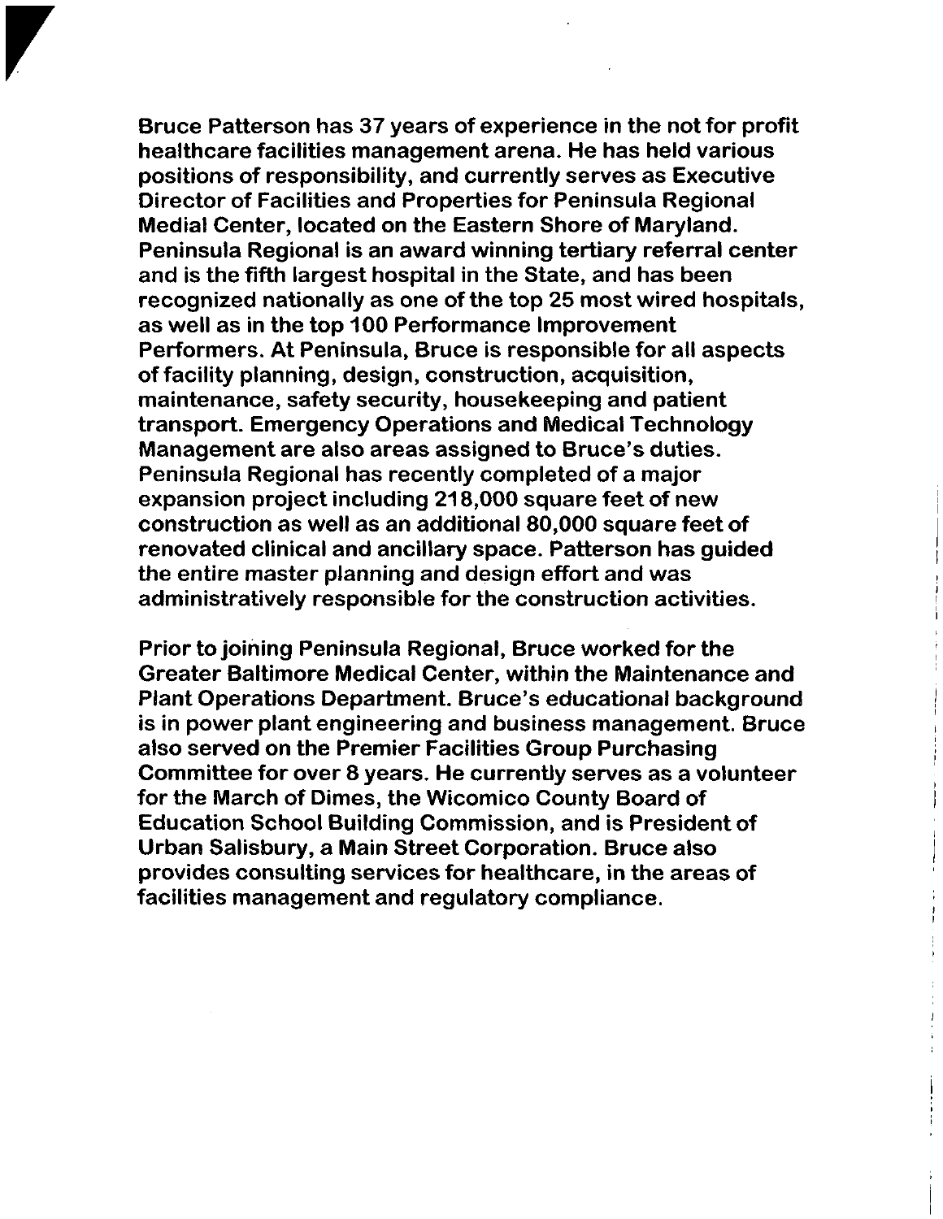Bruce Patterson has 37 years of experience in the not for profit healthcare facilities management arena. He has held various positions of responsibility, and currently serves as Executive Director of Facilities and Properties for Peninsula Regional Medial Center, located on the Eastern Shore of Maryland. Peninsula Regional is an award winning tertiary referral center and is the fifth largest hospital in the State, and has been recognized nationally as one of the top 25 most wired hospitals, as well as in the top 100 Performance Improvement Performers. At Peninsula, Bruce is responsible for all aspects of facility planning, design, construction, acquisition, maintenance, safety security, housekeeping and patient transport. Emergency Operations and Medical Technology Management are also areas assigned to Bruce's duties. Peninsula Regional has recently completed of a major expansion project including 218,000 square feet of new construction as well as an additional 80,000 square feet of renovated clinical and ancillary space. Patterson has guided the entire master planning and design effort and was administratively responsible for the construction activities.

Prior to joining Peninsula Regional, Bruce worked for the Greater Baltimore Medical Center, within the Maintenance and Plant Operations Department. Bruce's educational background is in power plant engineering and business management. Bruce also served on the Premier Facilities Group Purchasing Committee for over 8 years. He currently serves as a volunteer for the March of Dimes, the Wicomico County Board of Education School Building Commission, and is President of Urban Salisbury, a Main Street Corporation. Bruce also provides consulting services for healthcare, in the areas of facilities management and regulatory compliance.